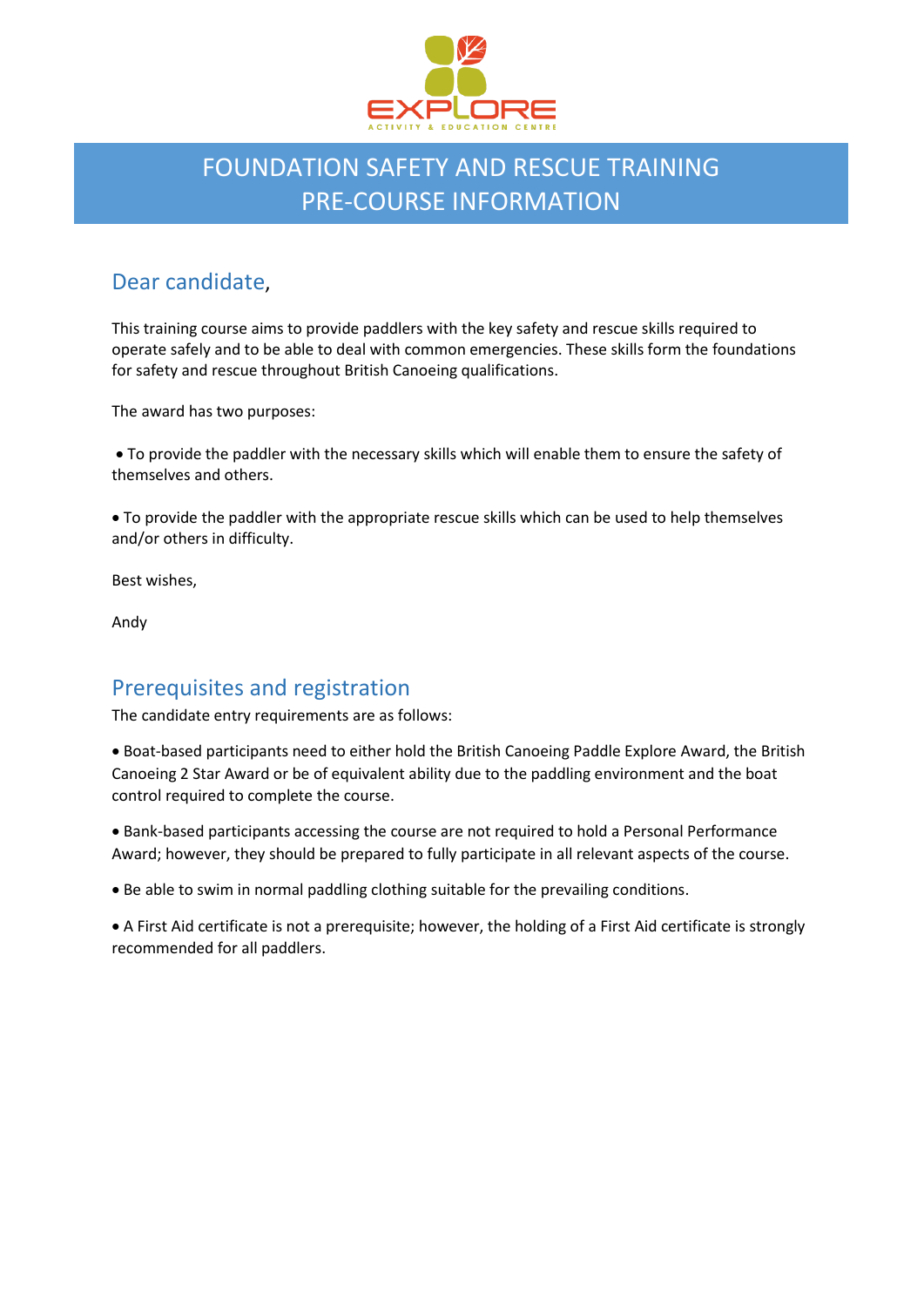# FOUNDATION SAFETY AND RESCUE TRAINING
# PRE-COURSE INFORMATION

## Dear candidate,

This training course aims to provide paddlers with the key safety and rescue skills required to operate safely and to be able to deal with common emergencies. These skills form the foundations for safety and rescue throughout British Canoeing qualifications.

The award has two purposes:

- To provide the paddler with the necessary skills which will enable them to ensure the safety of themselves and others.
- To provide the paddler with the appropriate rescue skills which can be used to help themselves and/or others in difficulty.

Best wishes,

Andy

## Prerequisites and registration

The candidate entry requirements are as follows:

- Boat-based participants need to either hold the British Canoeing Paddle Explore Award, the British Canoeing 2 Star Award or be of equivalent ability due to the paddling environment and the boat control required to complete the course.
- Bank-based participants accessing the course are not required to hold a Personal Performance Award; however, they should be prepared to fully participate in all relevant aspects of the course.
- Be able to swim in normal paddling clothing suitable for the prevailing conditions.
- A First Aid certificate is not a prerequisite; however, the holding of a First Aid certificate is strongly recommended for all paddlers.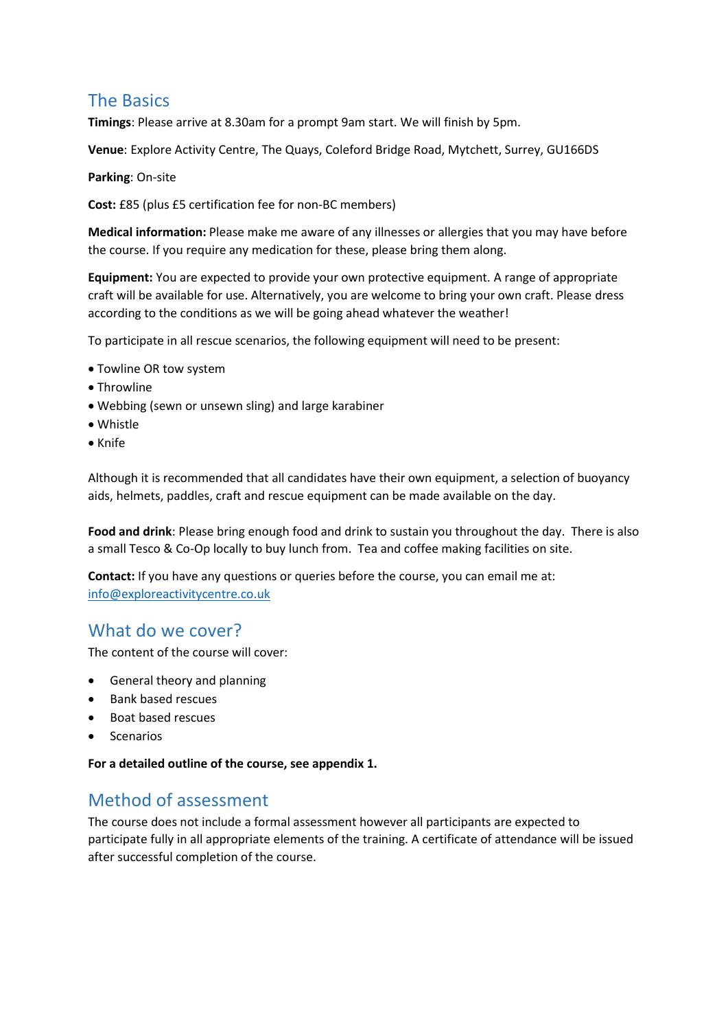## The Basics

**Timings**: Please arrive at 8.30am for a prompt 9am start. We will finish by 5pm.

**Venue**: Explore Activity Centre, The Quays, Coleford Bridge Road, Mytchett, Surrey, GU166DS

**Parking**: On-site

**Cost:** £85 (plus £5 certification fee for non-BC members)

**Medical information:** Please make me aware of any illnesses or allergies that you may have before the course. If you require any medication for these, please bring them along.

**Equipment:** You are expected to provide your own protective equipment. A range of appropriate craft will be available for use. Alternatively, you are welcome to bring your own craft. Please dress according to the conditions as we will be going ahead whatever the weather!

To participate in all rescue scenarios, the following equipment will need to be present:

- Towline OR tow system
- Throwline
- Webbing (sewn or unsewn sling) and large karabiner
- Whistle
- Knife

Although it is recommended that all candidates have their own equipment, a selection of buoyancy aids, helmets, paddles, craft and rescue equipment can be made available on the day.

**Food and drink**: Please bring enough food and drink to sustain you throughout the day. There is also a small Tesco & Co-Op locally to buy lunch from. Tea and coffee making facilities on site.

**Contact:** If you have any questions or queries before the course, you can email me at: info@exploreactivitycentre.co.uk

## What do we cover?

The content of the course will cover:

- General theory and planning
- Bank based rescues
- Boat based rescues
- Scenarios

**For a detailed outline of the course, see appendix 1.**

## Method of assessment

The course does not include a formal assessment however all participants are expected to participate fully in all appropriate elements of the training. A certificate of attendance will be issued after successful completion of the course.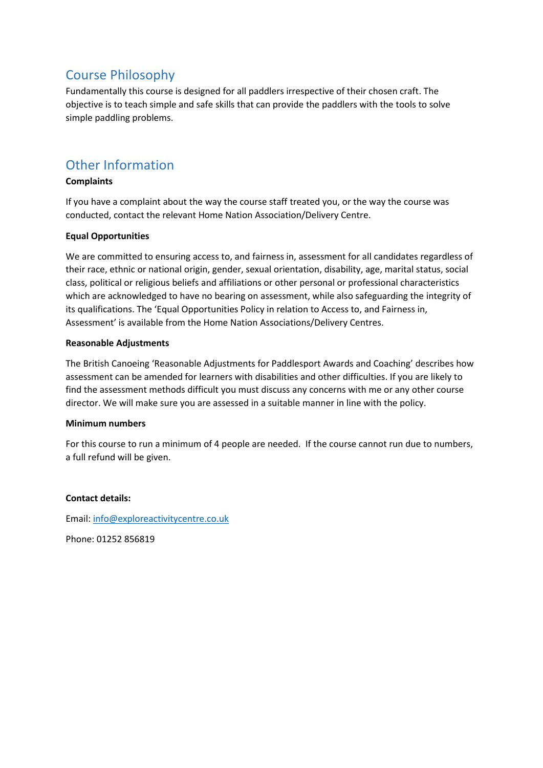## Course Philosophy

Fundamentally this course is designed for all paddlers irrespective of their chosen craft. The objective is to teach simple and safe skills that can provide the paddlers with the tools to solve simple paddling problems.

## Other Information

**Complaints**

If you have a complaint about the way the course staff treated you, or the way the course was conducted, contact the relevant Home Nation Association/Delivery Centre.

**Equal Opportunities**

We are committed to ensuring access to, and fairness in, assessment for all candidates regardless of their race, ethnic or national origin, gender, sexual orientation, disability, age, marital status, social class, political or religious beliefs and affiliations or other personal or professional characteristics which are acknowledged to have no bearing on assessment, while also safeguarding the integrity of its qualifications. The 'Equal Opportunities Policy in relation to Access to, and Fairness in, Assessment' is available from the Home Nation Associations/Delivery Centres.

**Reasonable Adjustments**

The British Canoeing 'Reasonable Adjustments for Paddlesport Awards and Coaching' describes how assessment can be amended for learners with disabilities and other difficulties. If you are likely to find the assessment methods difficult you must discuss any concerns with me or any other course director. We will make sure you are assessed in a suitable manner in line with the policy.

**Minimum numbers**

For this course to run a minimum of 4 people are needed. If the course cannot run due to numbers, a full refund will be given.

**Contact details:**

Email: info@exploreactivitycentre.co.uk

Phone: 01252 856819